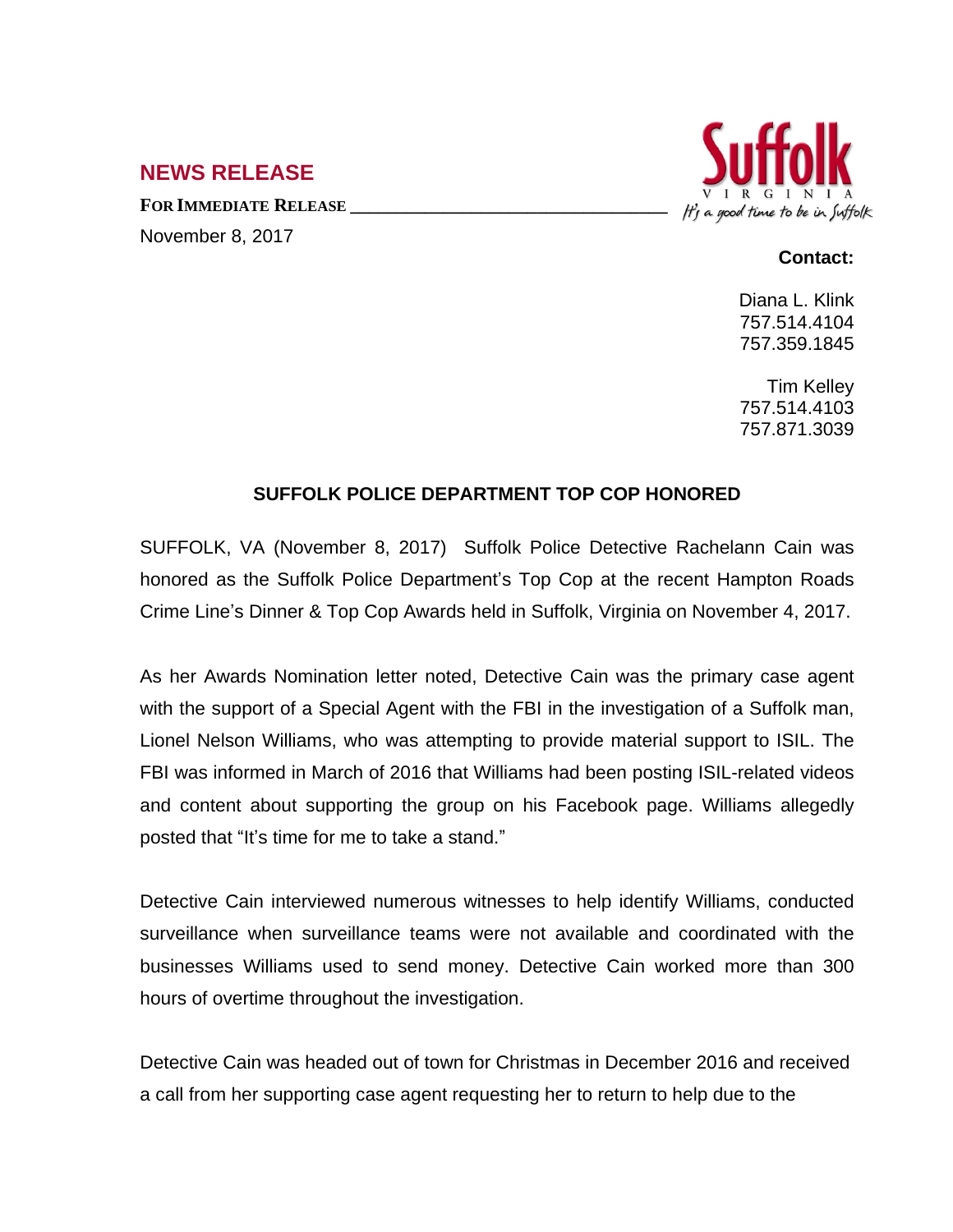## NEWS RELEASE

**FOR IMMEDIATE RELEASE**

November 8, 2017

Suffolk VIRGINIA *It's a good time to be in Suffolk*

**Contact:**

Diana L. Klink
757.514.4104
757.359.1845

Tim Kelley
757.514.4103
757.871.3039

### SUFFOLK POLICE DEPARTMENT TOP COP HONORED

SUFFOLK, VA (November 8, 2017) Suffolk Police Detective Rachelann Cain was honored as the Suffolk Police Department's Top Cop at the recent Hampton Roads Crime Line's Dinner & Top Cop Awards held in Suffolk, Virginia on November 4, 2017.

As her Awards Nomination letter noted, Detective Cain was the primary case agent with the support of a Special Agent with the FBI in the investigation of a Suffolk man, Lionel Nelson Williams, who was attempting to provide material support to ISIL. The FBI was informed in March of 2016 that Williams had been posting ISIL-related videos and content about supporting the group on his Facebook page. Williams allegedly posted that "It's time for me to take a stand."

Detective Cain interviewed numerous witnesses to help identify Williams, conducted surveillance when surveillance teams were not available and coordinated with the businesses Williams used to send money. Detective Cain worked more than 300 hours of overtime throughout the investigation.

Detective Cain was headed out of town for Christmas in December 2016 and received a call from her supporting case agent requesting her to return to help due to the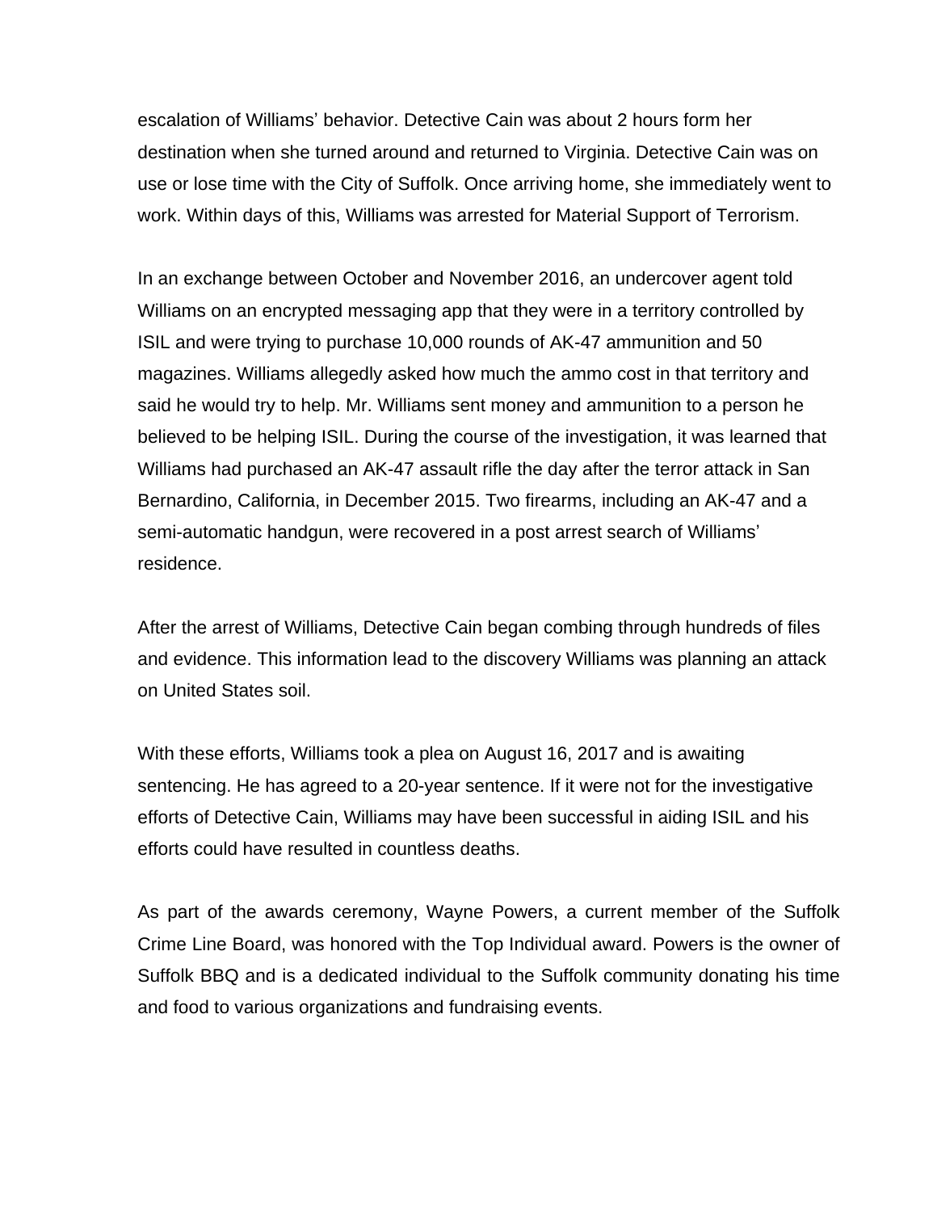escalation of Williams' behavior. Detective Cain was about 2 hours form her destination when she turned around and returned to Virginia. Detective Cain was on use or lose time with the City of Suffolk. Once arriving home, she immediately went to work. Within days of this, Williams was arrested for Material Support of Terrorism.

In an exchange between October and November 2016, an undercover agent told Williams on an encrypted messaging app that they were in a territory controlled by ISIL and were trying to purchase 10,000 rounds of AK-47 ammunition and 50 magazines. Williams allegedly asked how much the ammo cost in that territory and said he would try to help. Mr. Williams sent money and ammunition to a person he believed to be helping ISIL. During the course of the investigation, it was learned that Williams had purchased an AK-47 assault rifle the day after the terror attack in San Bernardino, California, in December 2015. Two firearms, including an AK-47 and a semi-automatic handgun, were recovered in a post arrest search of Williams' residence.

After the arrest of Williams, Detective Cain began combing through hundreds of files and evidence. This information lead to the discovery Williams was planning an attack on United States soil.

With these efforts, Williams took a plea on August 16, 2017 and is awaiting sentencing. He has agreed to a 20-year sentence. If it were not for the investigative efforts of Detective Cain, Williams may have been successful in aiding ISIL and his efforts could have resulted in countless deaths.

As part of the awards ceremony, Wayne Powers, a current member of the Suffolk Crime Line Board, was honored with the Top Individual award. Powers is the owner of Suffolk BBQ and is a dedicated individual to the Suffolk community donating his time and food to various organizations and fundraising events.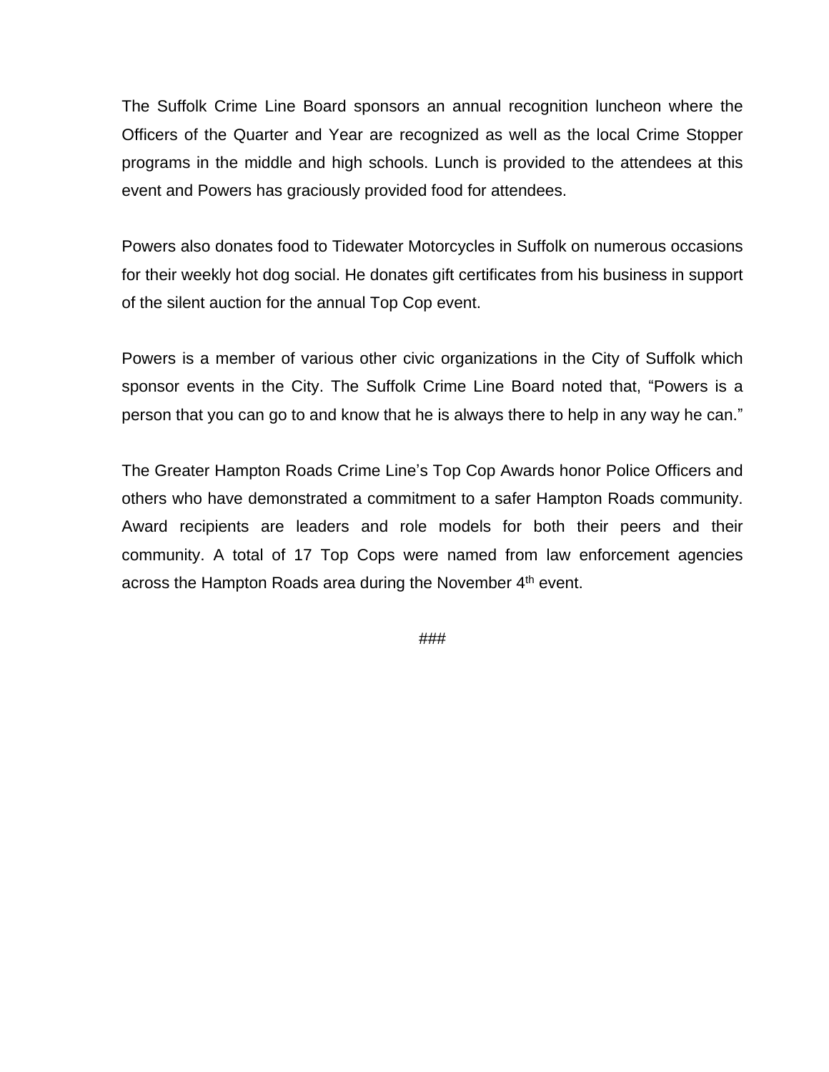The Suffolk Crime Line Board sponsors an annual recognition luncheon where the Officers of the Quarter and Year are recognized as well as the local Crime Stopper programs in the middle and high schools. Lunch is provided to the attendees at this event and Powers has graciously provided food for attendees.

Powers also donates food to Tidewater Motorcycles in Suffolk on numerous occasions for their weekly hot dog social. He donates gift certificates from his business in support of the silent auction for the annual Top Cop event.

Powers is a member of various other civic organizations in the City of Suffolk which sponsor events in the City. The Suffolk Crime Line Board noted that, "Powers is a person that you can go to and know that he is always there to help in any way he can."

The Greater Hampton Roads Crime Line's Top Cop Awards honor Police Officers and others who have demonstrated a commitment to a safer Hampton Roads community. Award recipients are leaders and role models for both their peers and their community. A total of 17 Top Cops were named from law enforcement agencies across the Hampton Roads area during the November 4th event.

###